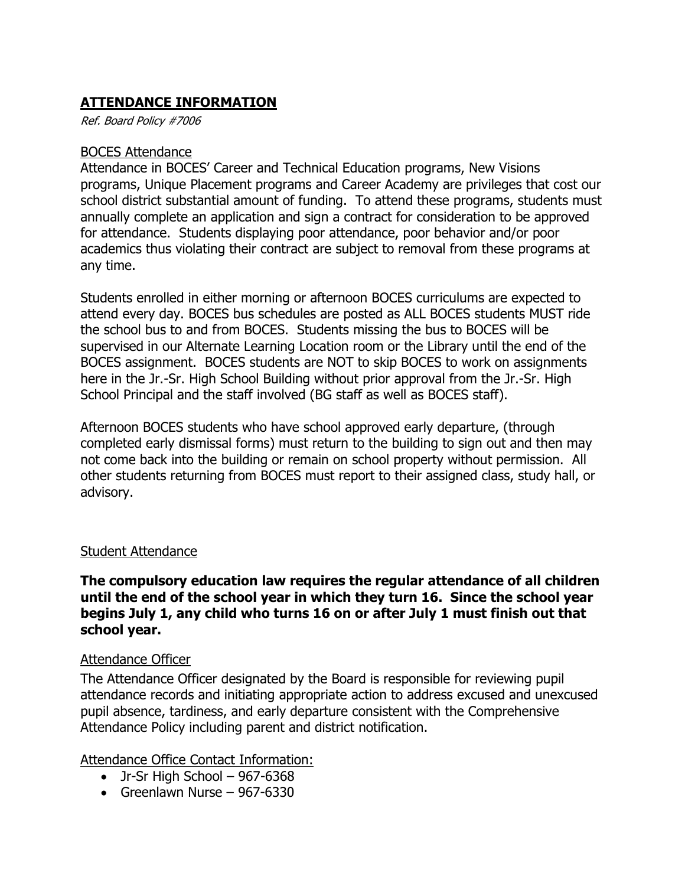## **ATTENDANCE INFORMATION**

*Ref. Board Policy #7006*

### BOCES Attendance

Attendance in BOCES' Career and Technical Education programs, New Visions programs, Unique Placement programs and Career Academy are privileges that cost our school district substantial amount of funding. To attend these programs, students must annually complete an application and sign a contract for consideration to be approved for attendance. Students displaying poor attendance, poor behavior and/or poor academics thus violating their contract are subject to removal from these programs at any time.

Students enrolled in either morning or afternoon BOCES curriculums are expected to attend every day. BOCES bus schedules are posted as ALL BOCES students MUST ride the school bus to and from BOCES. Students missing the bus to BOCES will be supervised in our Alternate Learning Location room or the Library until the end of the BOCES assignment. BOCES students are NOT to skip BOCES to work on assignments here in the Jr.-Sr. High School Building without prior approval from the Jr.-Sr. High School Principal and the staff involved (BG staff as well as BOCES staff).

Afternoon BOCES students who have school approved early departure, (through completed early dismissal forms) must return to the building to sign out and then may not come back into the building or remain on school property without permission. All other students returning from BOCES must report to their assigned class, study hall, or advisory.

### Student Attendance

**The compulsory education law requires the regular attendance of all children until the end of the school year in which they turn 16. Since the school year begins July 1, any child who turns 16 on or after July 1 must finish out that school year.**

### Attendance Officer

The Attendance Officer designated by the Board is responsible for reviewing pupil attendance records and initiating appropriate action to address excused and unexcused pupil absence, tardiness, and early departure consistent with the Comprehensive Attendance Policy including parent and district notification.

### Attendance Office Contact Information:

- Jr-Sr High School – 967-6368
- Greenlawn Nurse – 967-6330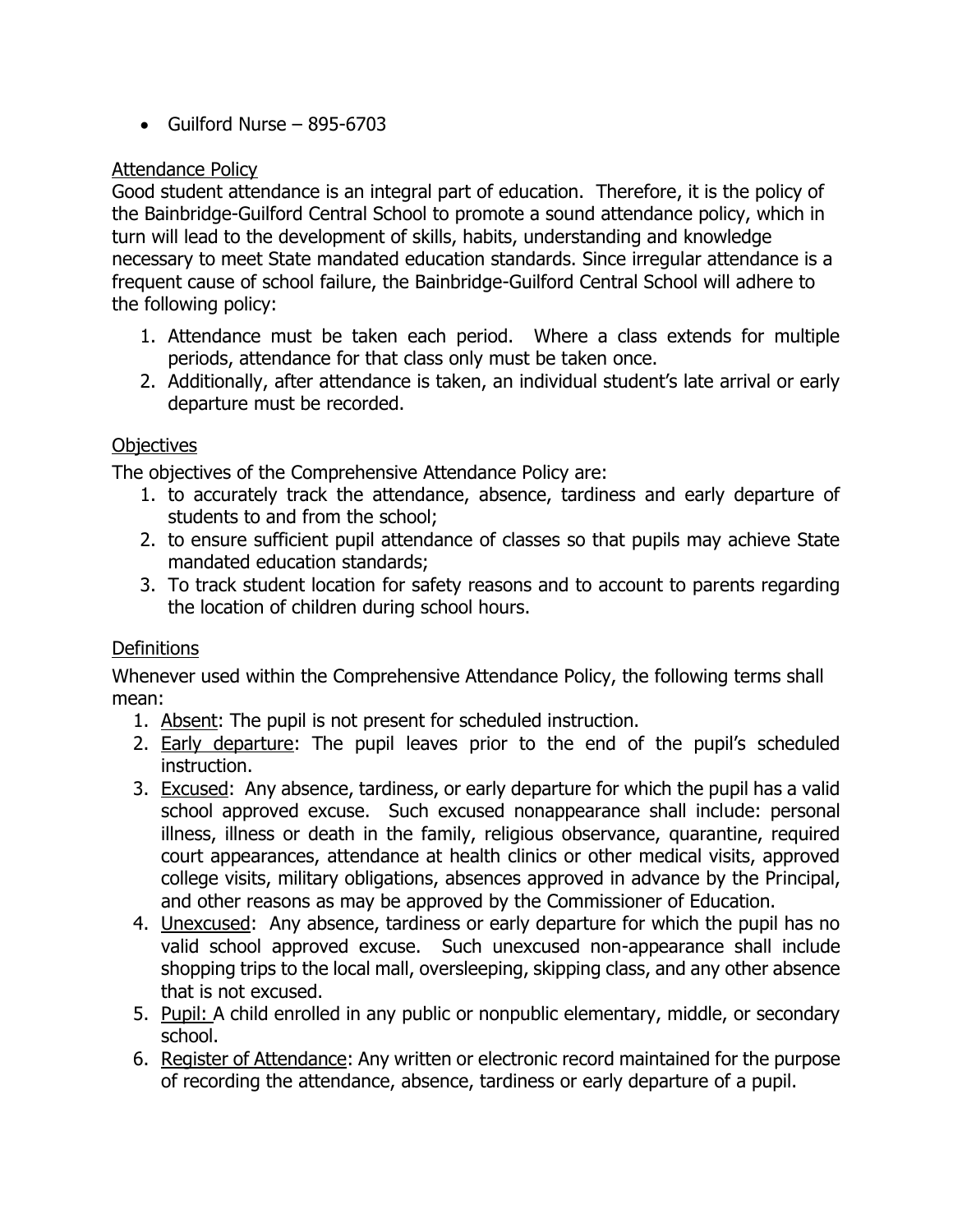- Guilford Nurse – 895-6703

<u>Attendance Policy</u>

Good student attendance is an integral part of education. Therefore, it is the policy of the Bainbridge-Guilford Central School to promote a sound attendance policy, which in turn will lead to the development of skills, habits, understanding and knowledge necessary to meet State mandated education standards. Since irregular attendance is a frequent cause of school failure, the Bainbridge-Guilford Central School will adhere to the following policy:

1. Attendance must be taken each period. Where a class extends for multiple periods, attendance for that class only must be taken once.
2. Additionally, after attendance is taken, an individual student's late arrival or early departure must be recorded.

<u>Objectives</u>

The objectives of the Comprehensive Attendance Policy are:

1. to accurately track the attendance, absence, tardiness and early departure of students to and from the school;
2. to ensure sufficient pupil attendance of classes so that pupils may achieve State mandated education standards;
3. To track student location for safety reasons and to account to parents regarding the location of children during school hours.

<u>Definitions</u>

Whenever used within the Comprehensive Attendance Policy, the following terms shall mean:

1. <u>Absent</u>: The pupil is not present for scheduled instruction.
2. <u>Early departure</u>: The pupil leaves prior to the end of the pupil's scheduled instruction.
3. <u>Excused</u>: Any absence, tardiness, or early departure for which the pupil has a valid school approved excuse. Such excused nonappearance shall include: personal illness, illness or death in the family, religious observance, quarantine, required court appearances, attendance at health clinics or other medical visits, approved college visits, military obligations, absences approved in advance by the Principal, and other reasons as may be approved by the Commissioner of Education.
4. <u>Unexcused</u>: Any absence, tardiness or early departure for which the pupil has no valid school approved excuse. Such unexcused non-appearance shall include shopping trips to the local mall, oversleeping, skipping class, and any other absence that is not excused.
5. <u>Pupil:</u> A child enrolled in any public or nonpublic elementary, middle, or secondary school.
6. <u>Register of Attendance</u>: Any written or electronic record maintained for the purpose of recording the attendance, absence, tardiness or early departure of a pupil.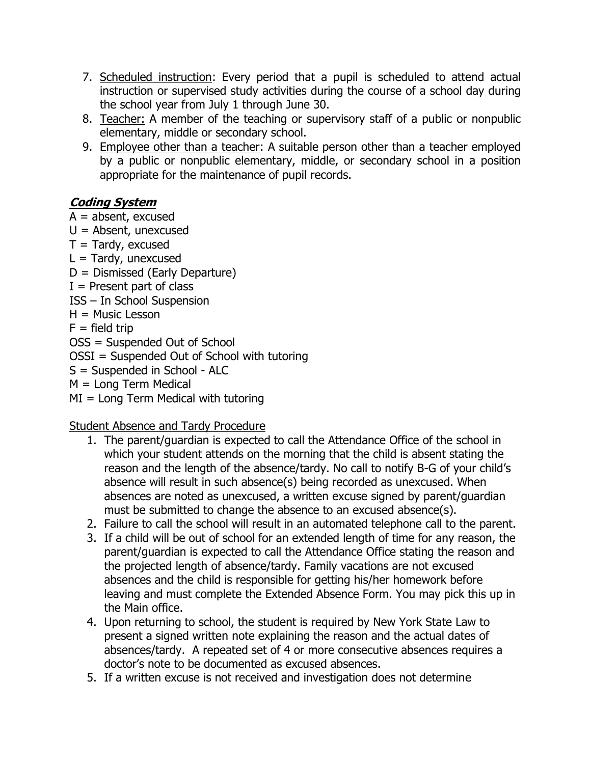7. <u>Scheduled instruction</u>: Every period that a pupil is scheduled to attend actual instruction or supervised study activities during the course of a school day during the school year from July 1 through June 30.
8. <u>Teacher:</u> A member of the teaching or supervisory staff of a public or nonpublic elementary, middle or secondary school.
9. <u>Employee other than a teacher</u>: A suitable person other than a teacher employed by a public or nonpublic elementary, middle, or secondary school in a position appropriate for the maintenance of pupil records.

***<u>Coding System</u>***

A = absent, excused
U = Absent, unexcused
T = Tardy, excused
L = Tardy, unexcused
D = Dismissed (Early Departure)
I = Present part of class
ISS – In School Suspension
H = Music Lesson
F = field trip
OSS = Suspended Out of School
OSSI = Suspended Out of School with tutoring
S = Suspended in School - ALC
M = Long Term Medical
MI = Long Term Medical with tutoring

<u>Student Absence and Tardy Procedure</u>

1. The parent/guardian is expected to call the Attendance Office of the school in which your student attends on the morning that the child is absent stating the reason and the length of the absence/tardy. No call to notify B-G of your child's absence will result in such absence(s) being recorded as unexcused. When absences are noted as unexcused, a written excuse signed by parent/guardian must be submitted to change the absence to an excused absence(s).
2. Failure to call the school will result in an automated telephone call to the parent.
3. If a child will be out of school for an extended length of time for any reason, the parent/guardian is expected to call the Attendance Office stating the reason and the projected length of absence/tardy. Family vacations are not excused absences and the child is responsible for getting his/her homework before leaving and must complete the Extended Absence Form. You may pick this up in the Main office.
4. Upon returning to school, the student is required by New York State Law to present a signed written note explaining the reason and the actual dates of absences/tardy. A repeated set of 4 or more consecutive absences requires a doctor's note to be documented as excused absences.
5. If a written excuse is not received and investigation does not determine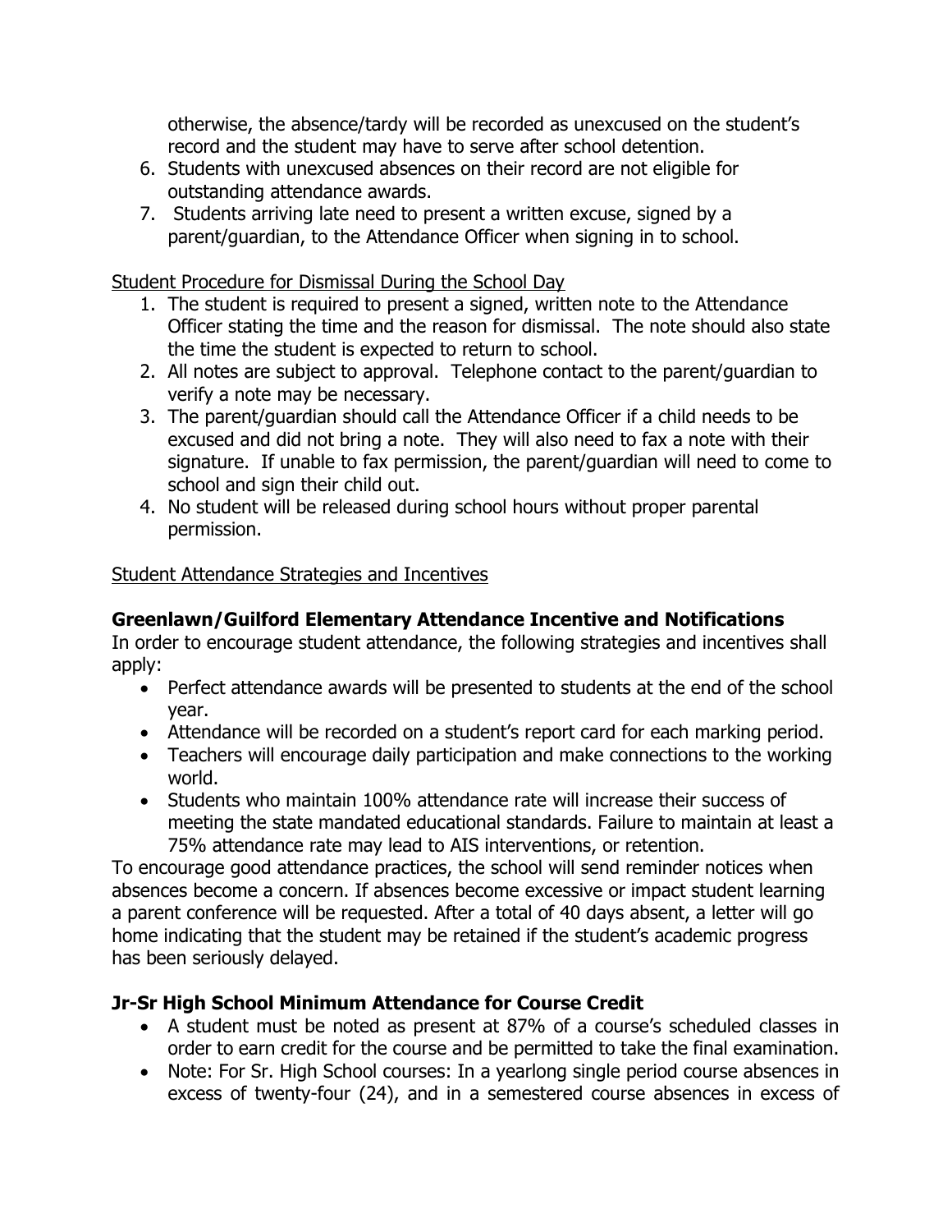otherwise, the absence/tardy will be recorded as unexcused on the student's record and the student may have to serve after school detention.

6. Students with unexcused absences on their record are not eligible for outstanding attendance awards.
7. Students arriving late need to present a written excuse, signed by a parent/guardian, to the Attendance Officer when signing in to school.

Student Procedure for Dismissal During the School Day

1. The student is required to present a signed, written note to the Attendance Officer stating the time and the reason for dismissal. The note should also state the time the student is expected to return to school.
2. All notes are subject to approval. Telephone contact to the parent/guardian to verify a note may be necessary.
3. The parent/guardian should call the Attendance Officer if a child needs to be excused and did not bring a note. They will also need to fax a note with their signature. If unable to fax permission, the parent/guardian will need to come to school and sign their child out.
4. No student will be released during school hours without proper parental permission.

Student Attendance Strategies and Incentives

**Greenlawn/Guilford Elementary Attendance Incentive and Notifications**

In order to encourage student attendance, the following strategies and incentives shall apply:

- Perfect attendance awards will be presented to students at the end of the school year.
- Attendance will be recorded on a student's report card for each marking period.
- Teachers will encourage daily participation and make connections to the working world.
- Students who maintain 100% attendance rate will increase their success of meeting the state mandated educational standards. Failure to maintain at least a 75% attendance rate may lead to AIS interventions, or retention.

To encourage good attendance practices, the school will send reminder notices when absences become a concern. If absences become excessive or impact student learning a parent conference will be requested. After a total of 40 days absent, a letter will go home indicating that the student may be retained if the student's academic progress has been seriously delayed.

**Jr-Sr High School Minimum Attendance for Course Credit**

- A student must be noted as present at 87% of a course's scheduled classes in order to earn credit for the course and be permitted to take the final examination.
- Note: For Sr. High School courses: In a yearlong single period course absences in excess of twenty-four (24), and in a semestered course absences in excess of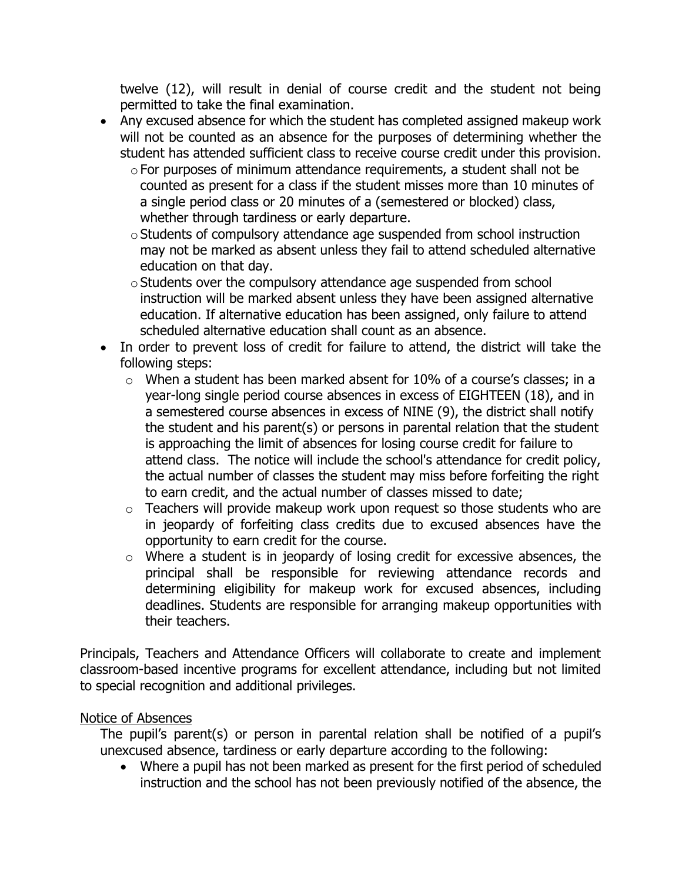twelve (12), will result in denial of course credit and the student not being permitted to take the final examination.

- Any excused absence for which the student has completed assigned makeup work will not be counted as an absence for the purposes of determining whether the student has attended sufficient class to receive course credit under this provision.
  - For purposes of minimum attendance requirements, a student shall not be counted as present for a class if the student misses more than 10 minutes of a single period class or 20 minutes of a (semestered or blocked) class, whether through tardiness or early departure.
  - Students of compulsory attendance age suspended from school instruction may not be marked as absent unless they fail to attend scheduled alternative education on that day.
  - Students over the compulsory attendance age suspended from school instruction will be marked absent unless they have been assigned alternative education. If alternative education has been assigned, only failure to attend scheduled alternative education shall count as an absence.
- In order to prevent loss of credit for failure to attend, the district will take the following steps:
  - When a student has been marked absent for 10% of a course's classes; in a year-long single period course absences in excess of EIGHTEEN (18), and in a semestered course absences in excess of NINE (9), the district shall notify the student and his parent(s) or persons in parental relation that the student is approaching the limit of absences for losing course credit for failure to attend class. The notice will include the school's attendance for credit policy, the actual number of classes the student may miss before forfeiting the right to earn credit, and the actual number of classes missed to date;
  - Teachers will provide makeup work upon request so those students who are in jeopardy of forfeiting class credits due to excused absences have the opportunity to earn credit for the course.
  - Where a student is in jeopardy of losing credit for excessive absences, the principal shall be responsible for reviewing attendance records and determining eligibility for makeup work for excused absences, including deadlines. Students are responsible for arranging makeup opportunities with their teachers.

Principals, Teachers and Attendance Officers will collaborate to create and implement classroom-based incentive programs for excellent attendance, including but not limited to special recognition and additional privileges.

Notice of Absences

The pupil's parent(s) or person in parental relation shall be notified of a pupil's unexcused absence, tardiness or early departure according to the following:

- Where a pupil has not been marked as present for the first period of scheduled instruction and the school has not been previously notified of the absence, the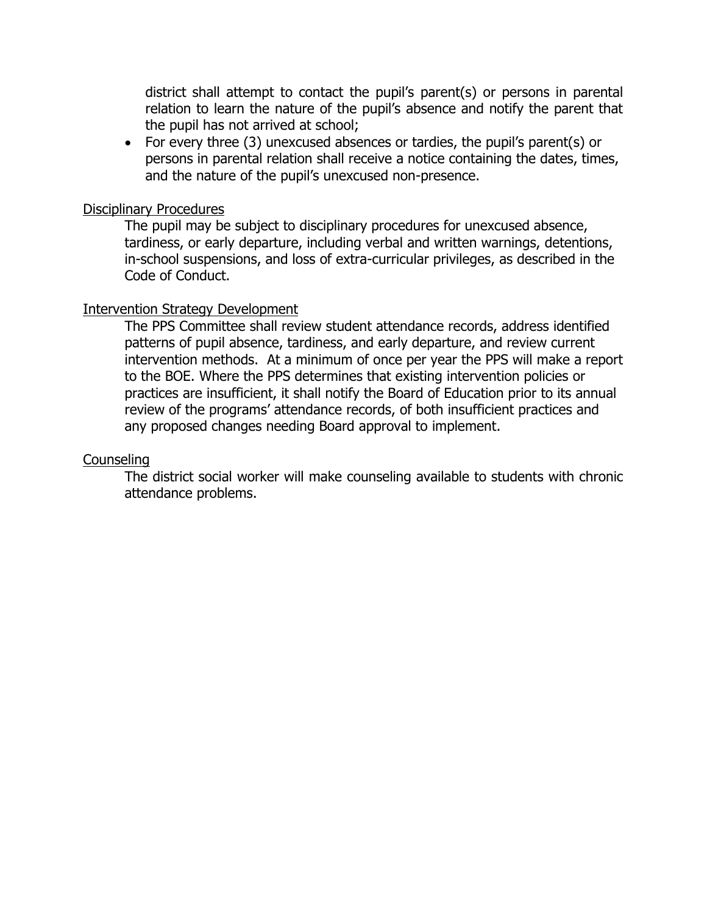district shall attempt to contact the pupil's parent(s) or persons in parental relation to learn the nature of the pupil's absence and notify the parent that the pupil has not arrived at school;

- For every three (3) unexcused absences or tardies, the pupil's parent(s) or persons in parental relation shall receive a notice containing the dates, times, and the nature of the pupil's unexcused non-presence.

<u>Disciplinary Procedures</u>

The pupil may be subject to disciplinary procedures for unexcused absence, tardiness, or early departure, including verbal and written warnings, detentions, in-school suspensions, and loss of extra-curricular privileges, as described in the Code of Conduct.

<u>Intervention Strategy Development</u>

The PPS Committee shall review student attendance records, address identified patterns of pupil absence, tardiness, and early departure, and review current intervention methods. At a minimum of once per year the PPS will make a report to the BOE. Where the PPS determines that existing intervention policies or practices are insufficient, it shall notify the Board of Education prior to its annual review of the programs' attendance records, of both insufficient practices and any proposed changes needing Board approval to implement.

<u>Counseling</u>

The district social worker will make counseling available to students with chronic attendance problems.